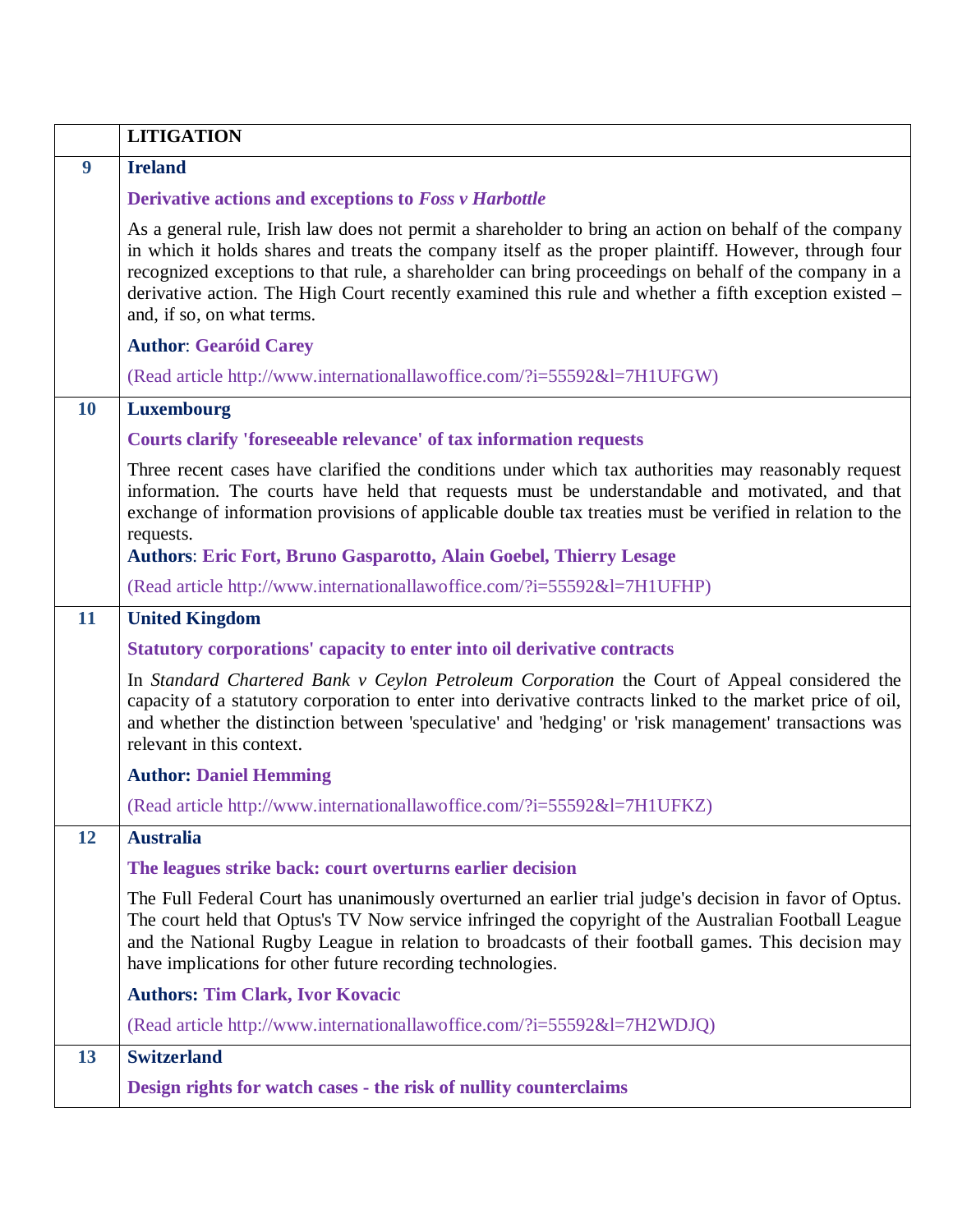|  | LITIGATION |
|---|---|
| **9** | **Ireland**<br><br>**Derivative actions and exceptions to *Foss v Harbottle***<br><br>As a general rule, Irish law does not permit a shareholder to bring an action on behalf of the company in which it holds shares and treats the company itself as the proper plaintiff. However, through four recognized exceptions to that rule, a shareholder can bring proceedings on behalf of the company in a derivative action. The High Court recently examined this rule and whether a fifth exception existed – and, if so, on what terms.<br><br>**Author**: **Gearóid Carey**<br><br>(Read article http://www.internationallawoffice.com/?i=55592&l=7H1UFGW) |
| **10** | **Luxembourg**<br><br>**Courts clarify 'foreseeable relevance' of tax information requests**<br><br>Three recent cases have clarified the conditions under which tax authorities may reasonably request information. The courts have held that requests must be understandable and motivated, and that exchange of information provisions of applicable double tax treaties must be verified in relation to the requests.<br>**Authors**: **Eric Fort, Bruno Gasparotto, Alain Goebel, Thierry Lesage**<br><br>(Read article http://www.internationallawoffice.com/?i=55592&l=7H1UFHP) |
| **11** | **United Kingdom**<br><br>**Statutory corporations' capacity to enter into oil derivative contracts**<br><br>In *Standard Chartered Bank v Ceylon Petroleum Corporation* the Court of Appeal considered the capacity of a statutory corporation to enter into derivative contracts linked to the market price of oil, and whether the distinction between 'speculative' and 'hedging' or 'risk management' transactions was relevant in this context.<br><br>**Author: Daniel Hemming**<br><br>(Read article http://www.internationallawoffice.com/?i=55592&l=7H1UFKZ) |
| **12** | **Australia**<br><br>**The leagues strike back: court overturns earlier decision**<br><br>The Full Federal Court has unanimously overturned an earlier trial judge's decision in favor of Optus. The court held that Optus's TV Now service infringed the copyright of the Australian Football League and the National Rugby League in relation to broadcasts of their football games. This decision may have implications for other future recording technologies.<br><br>**Authors: Tim Clark, Ivor Kovacic**<br><br>(Read article http://www.internationallawoffice.com/?i=55592&l=7H2WDJQ) |
| **13** | **Switzerland**<br><br>**Design rights for watch cases - the risk of nullity counterclaims** |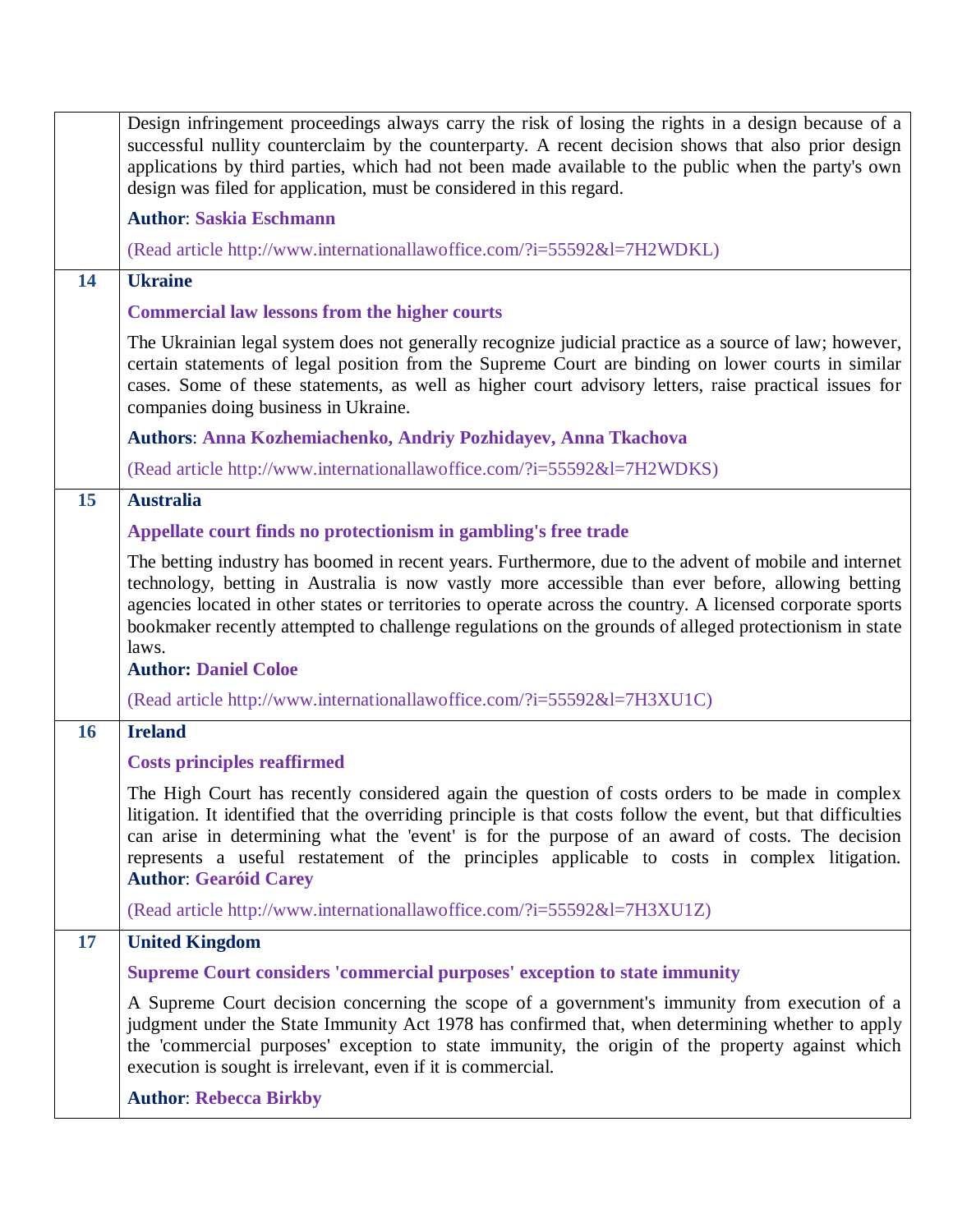| | |
|---|---|
| | Design infringement proceedings always carry the risk of losing the rights in a design because of a successful nullity counterclaim by the counterparty. A recent decision shows that also prior design applications by third parties, which had not been made available to the public when the party's own design was filed for application, must be considered in this regard.<br><br>**Author**: **Saskia Eschmann**<br><br>(Read article http://www.internationallawoffice.com/?i=55592&l=7H2WDKL) |
| **14** | **Ukraine**<br><br>**Commercial law lessons from the higher courts**<br><br>The Ukrainian legal system does not generally recognize judicial practice as a source of law; however, certain statements of legal position from the Supreme Court are binding on lower courts in similar cases. Some of these statements, as well as higher court advisory letters, raise practical issues for companies doing business in Ukraine.<br><br>**Authors**: **Anna Kozhemiachenko, Andriy Pozhidayev, Anna Tkachova**<br><br>(Read article http://www.internationallawoffice.com/?i=55592&l=7H2WDKS) |
| **15** | **Australia**<br><br>**Appellate court finds no protectionism in gambling's free trade**<br><br>The betting industry has boomed in recent years. Furthermore, due to the advent of mobile and internet technology, betting in Australia is now vastly more accessible than ever before, allowing betting agencies located in other states or territories to operate across the country. A licensed corporate sports bookmaker recently attempted to challenge regulations on the grounds of alleged protectionism in state laws.<br>**Author: Daniel Coloe**<br><br>(Read article http://www.internationallawoffice.com/?i=55592&l=7H3XU1C) |
| **16** | **Ireland**<br><br>**Costs principles reaffirmed**<br><br>The High Court has recently considered again the question of costs orders to be made in complex litigation. It identified that the overriding principle is that costs follow the event, but that difficulties can arise in determining what the 'event' is for the purpose of an award of costs. The decision represents a useful restatement of the principles applicable to costs in complex litigation.<br>**Author**: **Gearóid Carey**<br><br>(Read article http://www.internationallawoffice.com/?i=55592&l=7H3XU1Z) |
| **17** | **United Kingdom**<br><br>**Supreme Court considers 'commercial purposes' exception to state immunity**<br><br>A Supreme Court decision concerning the scope of a government's immunity from execution of a judgment under the State Immunity Act 1978 has confirmed that, when determining whether to apply the 'commercial purposes' exception to state immunity, the origin of the property against which execution is sought is irrelevant, even if it is commercial.<br><br>**Author**: **Rebecca Birkby** |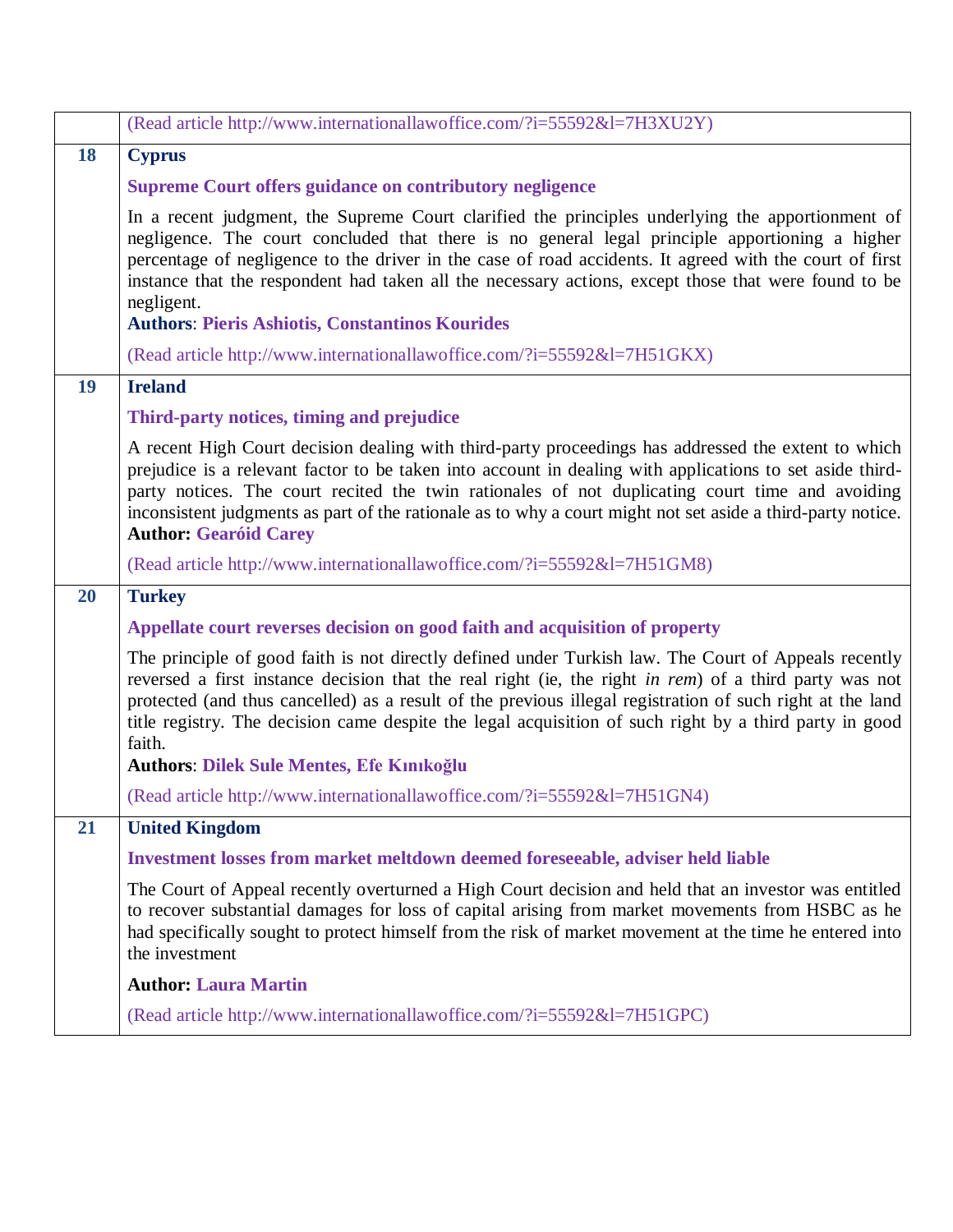| | |
|---|---|
| | (Read article http://www.internationallawoffice.com/?i=55592&l=7H3XU2Y) |
| **18** | **Cyprus**<br><br>**Supreme Court offers guidance on contributory negligence**<br><br>In a recent judgment, the Supreme Court clarified the principles underlying the apportionment of negligence. The court concluded that there is no general legal principle apportioning a higher percentage of negligence to the driver in the case of road accidents. It agreed with the court of first instance that the respondent had taken all the necessary actions, except those that were found to be negligent.<br>**Authors**: **Pieris Ashiotis, Constantinos Kourides**<br><br>(Read article http://www.internationallawoffice.com/?i=55592&l=7H51GKX) |
| **19** | **Ireland**<br><br>**Third-party notices, timing and prejudice**<br><br>A recent High Court decision dealing with third-party proceedings has addressed the extent to which prejudice is a relevant factor to be taken into account in dealing with applications to set aside third-party notices. The court recited the twin rationales of not duplicating court time and avoiding inconsistent judgments as part of the rationale as to why a court might not set aside a third-party notice.<br>**Author: Gearóid Carey**<br><br>(Read article http://www.internationallawoffice.com/?i=55592&l=7H51GM8) |
| **20** | **Turkey**<br><br>**Appellate court reverses decision on good faith and acquisition of property**<br><br>The principle of good faith is not directly defined under Turkish law. The Court of Appeals recently reversed a first instance decision that the real right (ie, the right *in rem*) of a third party was not protected (and thus cancelled) as a result of the previous illegal registration of such right at the land title registry. The decision came despite the legal acquisition of such right by a third party in good faith.<br>**Authors**: **Dilek Sule Mentes, Efe Kınıkoğlu**<br><br>(Read article http://www.internationallawoffice.com/?i=55592&l=7H51GN4) |
| **21** | **United Kingdom**<br><br>**Investment losses from market meltdown deemed foreseeable, adviser held liable**<br><br>The Court of Appeal recently overturned a High Court decision and held that an investor was entitled to recover substantial damages for loss of capital arising from market movements from HSBC as he had specifically sought to protect himself from the risk of market movement at the time he entered into the investment<br><br>**Author: Laura Martin**<br><br>(Read article http://www.internationallawoffice.com/?i=55592&l=7H51GPC) |